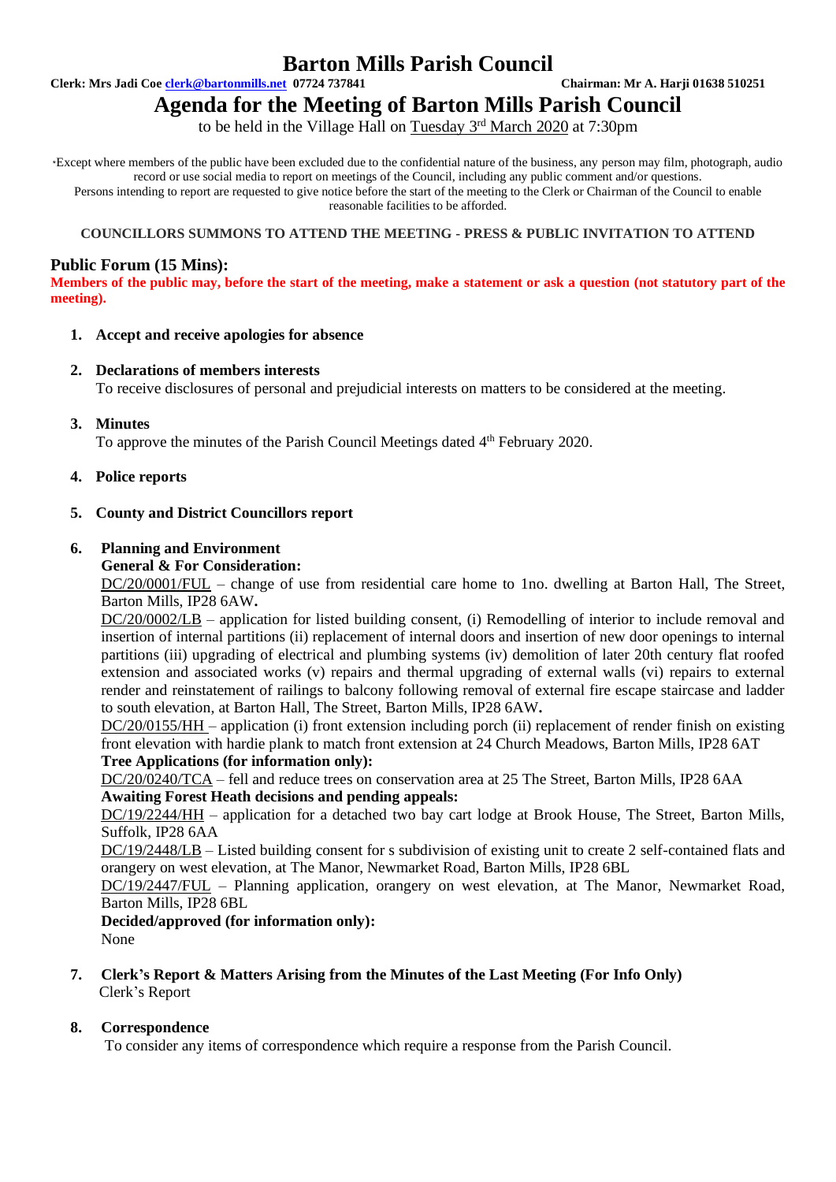# Barton Mills Parish Council

**Clerk: Mrs Jadi Coe clerk@bartonmills.net 07724 737841** **Chairman: Mr A. Harji 01638 510251**

# Agenda for the Meeting of Barton Mills Parish Council

to be held in the Village Hall on Tuesday 3rd March 2020 at 7:30pm

*Except where members of the public have been excluded due to the confidential nature of the business, any person may film, photograph, audio record or use social media to report on meetings of the Council, including any public comment and/or questions.
Persons intending to report are requested to give notice before the start of the meeting to the Clerk or Chairman of the Council to enable reasonable facilities to be afforded.

**COUNCILLORS SUMMONS TO ATTEND THE MEETING - PRESS & PUBLIC INVITATION TO ATTEND**

## Public Forum (15 Mins):

**Members of the public may, before the start of the meeting, make a statement or ask a question (not statutory part of the meeting).**

1. **Accept and receive apologies for absence**

2. **Declarations of members interests**
   To receive disclosures of personal and prejudicial interests on matters to be considered at the meeting.

3. **Minutes**
   To approve the minutes of the Parish Council Meetings dated 4th February 2020.

4. **Police reports**

5. **County and District Councillors report**

6. **Planning and Environment**
   **General & For Consideration:**
   DC/20/0001/FUL – change of use from residential care home to 1no. dwelling at Barton Hall, The Street, Barton Mills, IP28 6AW**.**
   DC/20/0002/LB – application for listed building consent, (i) Remodelling of interior to include removal and insertion of internal partitions (ii) replacement of internal doors and insertion of new door openings to internal partitions (iii) upgrading of electrical and plumbing systems (iv) demolition of later 20th century flat roofed extension and associated works (v) repairs and thermal upgrading of external walls (vi) repairs to external render and reinstatement of railings to balcony following removal of external fire escape staircase and ladder to south elevation, at Barton Hall, The Street, Barton Mills, IP28 6AW**.**
   DC/20/0155/HH – application (i) front extension including porch (ii) replacement of render finish on existing front elevation with hardie plank to match front extension at 24 Church Meadows, Barton Mills, IP28 6AT
   **Tree Applications (for information only):**
   DC/20/0240/TCA – fell and reduce trees on conservation area at 25 The Street, Barton Mills, IP28 6AA
   **Awaiting Forest Heath decisions and pending appeals:**
   DC/19/2244/HH – application for a detached two bay cart lodge at Brook House, The Street, Barton Mills, Suffolk, IP28 6AA
   DC/19/2448/LB – Listed building consent for s subdivision of existing unit to create 2 self-contained flats and orangery on west elevation, at The Manor, Newmarket Road, Barton Mills, IP28 6BL
   DC/19/2447/FUL – Planning application, orangery on west elevation, at The Manor, Newmarket Road, Barton Mills, IP28 6BL
   **Decided/approved (for information only):**
   None

7. **Clerk's Report & Matters Arising from the Minutes of the Last Meeting (For Info Only)**
   Clerk's Report

8. **Correspondence**
   To consider any items of correspondence which require a response from the Parish Council.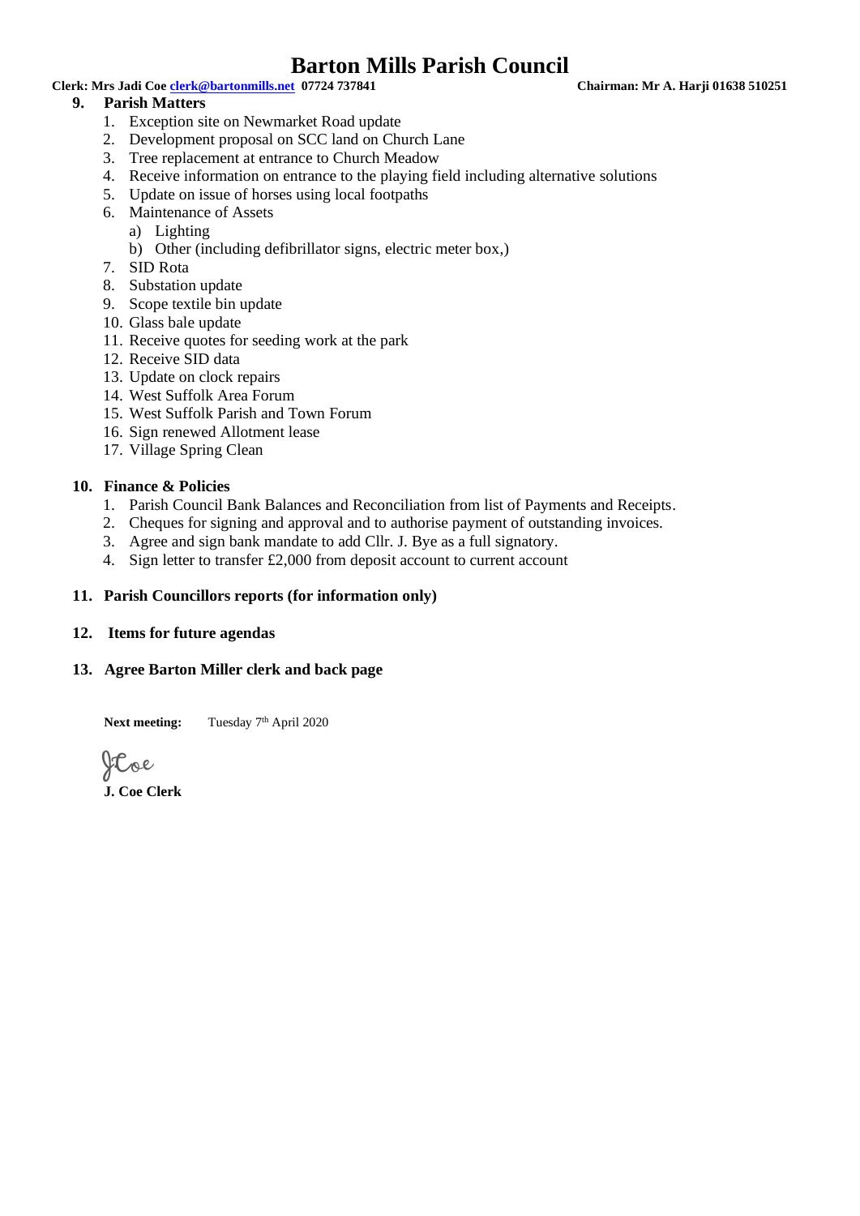# Barton Mills Parish Council

**Clerk: Mrs Jadi Coe clerk@bartonmills.net 07724 737841** **Chairman: Mr A. Harji 01638 510251**

**9. Parish Matters**

1. Exception site on Newmarket Road update
2. Development proposal on SCC land on Church Lane
3. Tree replacement at entrance to Church Meadow
4. Receive information on entrance to the playing field including alternative solutions
5. Update on issue of horses using local footpaths
6. Maintenance of Assets
   a) Lighting
   b) Other (including defibrillator signs, electric meter box,)
7. SID Rota
8. Substation update
9. Scope textile bin update
10. Glass bale update
11. Receive quotes for seeding work at the park
12. Receive SID data
13. Update on clock repairs
14. West Suffolk Area Forum
15. West Suffolk Parish and Town Forum
16. Sign renewed Allotment lease
17. Village Spring Clean

**10. Finance & Policies**

1. Parish Council Bank Balances and Reconciliation from list of Payments and Receipts.
2. Cheques for signing and approval and to authorise payment of outstanding invoices.
3. Agree and sign bank mandate to add Cllr. J. Bye as a full signatory.
4. Sign letter to transfer £2,000 from deposit account to current account

**11. Parish Councillors reports (for information only)**

**12. Items for future agendas**

**13. Agree Barton Miller clerk and back page**

**Next meeting:** Tuesday 7th April 2020

JCoe

**J. Coe Clerk**